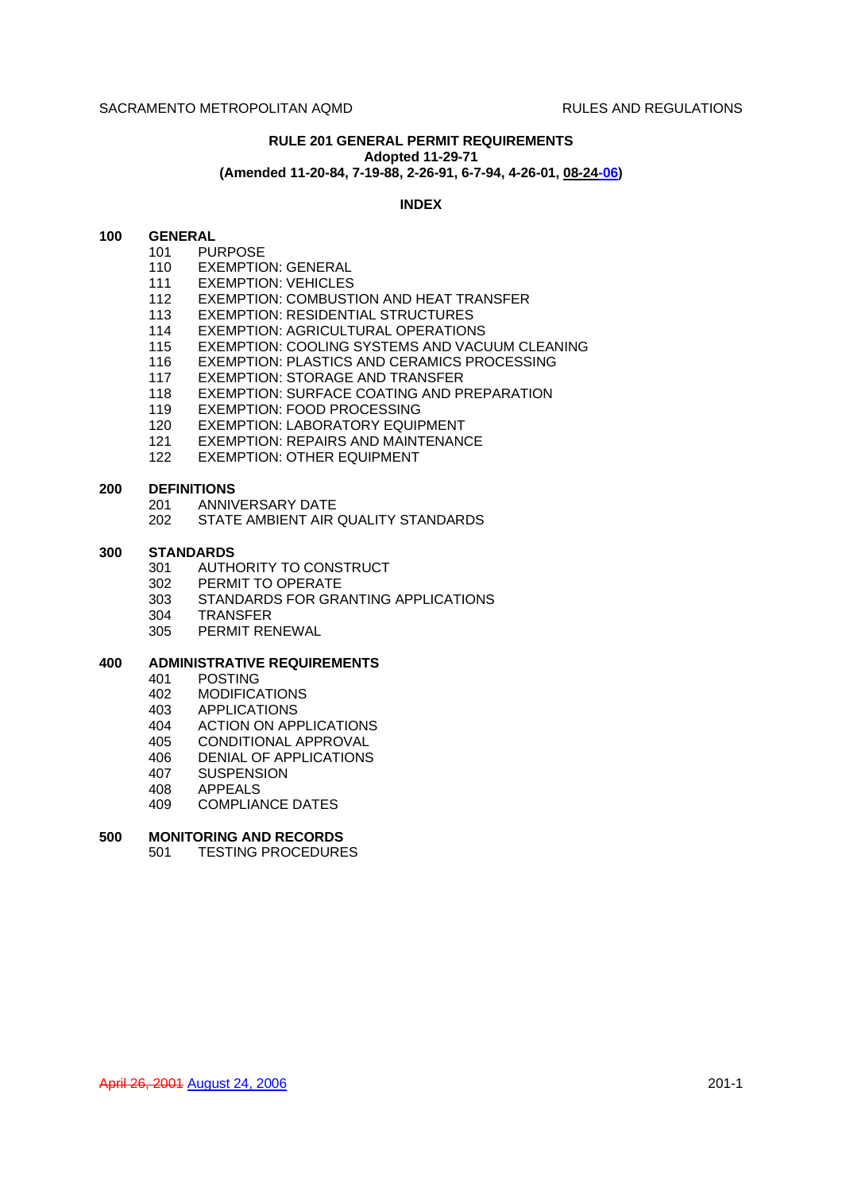# RULE 201 GENERAL PERMIT REQUIREMENTS

**Adopted 11-29-71**

**(Amended 11-20-84, 7-19-88, 2-26-91, 6-7-94, 4-26-01, 08-24-06)**

## INDEX

**100 GENERAL**

- 101 PURPOSE
- 110 EXEMPTION: GENERAL
- 111 EXEMPTION: VEHICLES
- 112 EXEMPTION: COMBUSTION AND HEAT TRANSFER
- 113 EXEMPTION: RESIDENTIAL STRUCTURES
- 114 EXEMPTION: AGRICULTURAL OPERATIONS
- 115 EXEMPTION: COOLING SYSTEMS AND VACUUM CLEANING
- 116 EXEMPTION: PLASTICS AND CERAMICS PROCESSING
- 117 EXEMPTION: STORAGE AND TRANSFER
- 118 EXEMPTION: SURFACE COATING AND PREPARATION
- 119 EXEMPTION: FOOD PROCESSING
- 120 EXEMPTION: LABORATORY EQUIPMENT
- 121 EXEMPTION: REPAIRS AND MAINTENANCE
- 122 EXEMPTION: OTHER EQUIPMENT

**200 DEFINITIONS**

- 201 ANNIVERSARY DATE
- 202 STATE AMBIENT AIR QUALITY STANDARDS

**300 STANDARDS**

- 301 AUTHORITY TO CONSTRUCT
- 302 PERMIT TO OPERATE
- 303 STANDARDS FOR GRANTING APPLICATIONS
- 304 TRANSFER
- 305 PERMIT RENEWAL

**400 ADMINISTRATIVE REQUIREMENTS**

- 401 POSTING
- 402 MODIFICATIONS
- 403 APPLICATIONS
- 404 ACTION ON APPLICATIONS
- 405 CONDITIONAL APPROVAL
- 406 DENIAL OF APPLICATIONS
- 407 SUSPENSION
- 408 APPEALS
- 409 COMPLIANCE DATES

**500 MONITORING AND RECORDS**

- 501 TESTING PROCEDURES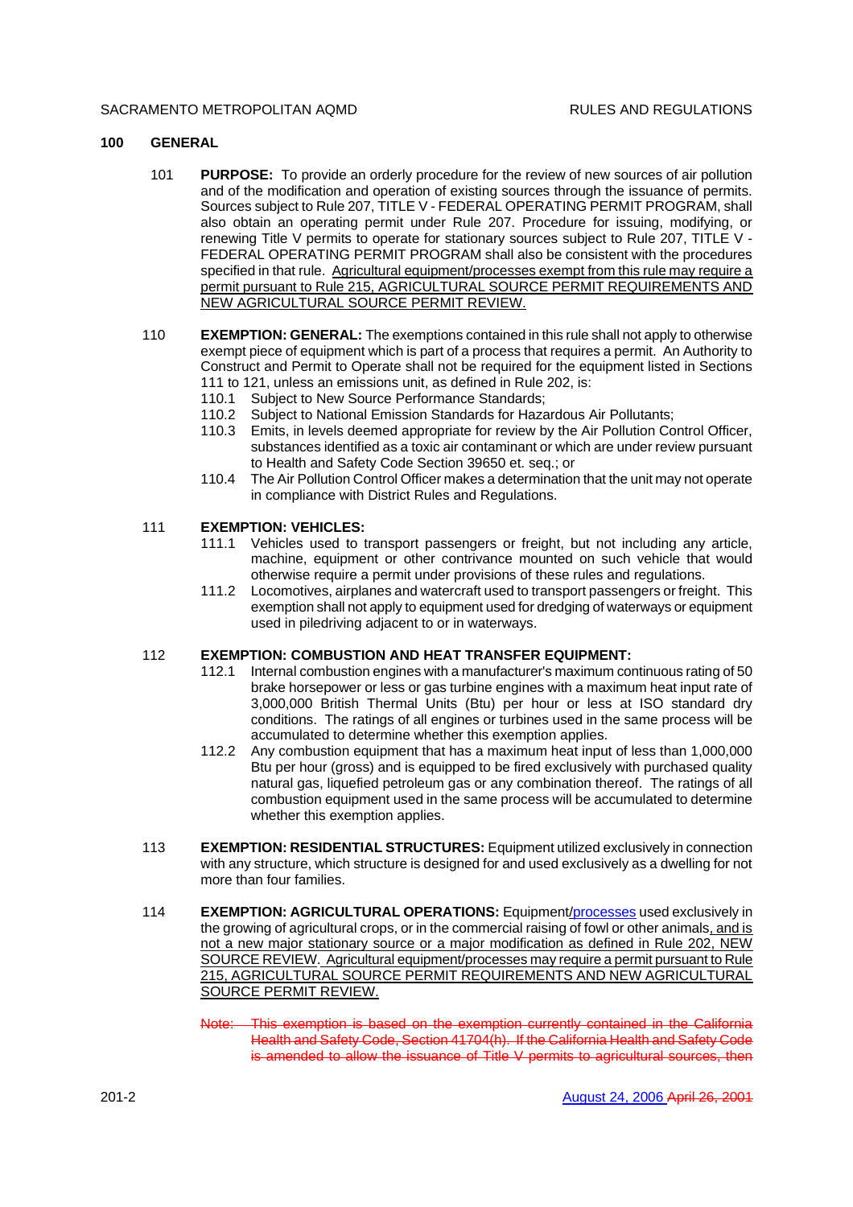## 100 GENERAL

101 **PURPOSE:** To provide an orderly procedure for the review of new sources of air pollution and of the modification and operation of existing sources through the issuance of permits. Sources subject to Rule 207, TITLE V - FEDERAL OPERATING PERMIT PROGRAM, shall also obtain an operating permit under Rule 207. Procedure for issuing, modifying, or renewing Title V permits to operate for stationary sources subject to Rule 207, TITLE V - FEDERAL OPERATING PERMIT PROGRAM shall also be consistent with the procedures specified in that rule. Agricultural equipment/processes exempt from this rule may require a permit pursuant to Rule 215, AGRICULTURAL SOURCE PERMIT REQUIREMENTS AND NEW AGRICULTURAL SOURCE PERMIT REVIEW.

110 **EXEMPTION: GENERAL:** The exemptions contained in this rule shall not apply to otherwise exempt piece of equipment which is part of a process that requires a permit. An Authority to Construct and Permit to Operate shall not be required for the equipment listed in Sections 111 to 121, unless an emissions unit, as defined in Rule 202, is:

- 110.1 Subject to New Source Performance Standards;
- 110.2 Subject to National Emission Standards for Hazardous Air Pollutants;
- 110.3 Emits, in levels deemed appropriate for review by the Air Pollution Control Officer, substances identified as a toxic air contaminant or which are under review pursuant to Health and Safety Code Section 39650 et. seq.; or
- 110.4 The Air Pollution Control Officer makes a determination that the unit may not operate in compliance with District Rules and Regulations.

111 **EXEMPTION: VEHICLES:**

- 111.1 Vehicles used to transport passengers or freight, but not including any article, machine, equipment or other contrivance mounted on such vehicle that would otherwise require a permit under provisions of these rules and regulations.
- 111.2 Locomotives, airplanes and watercraft used to transport passengers or freight. This exemption shall not apply to equipment used for dredging of waterways or equipment used in piledriving adjacent to or in waterways.

112 **EXEMPTION: COMBUSTION AND HEAT TRANSFER EQUIPMENT:**

- 112.1 Internal combustion engines with a manufacturer's maximum continuous rating of 50 brake horsepower or less or gas turbine engines with a maximum heat input rate of 3,000,000 British Thermal Units (Btu) per hour or less at ISO standard dry conditions. The ratings of all engines or turbines used in the same process will be accumulated to determine whether this exemption applies.
- 112.2 Any combustion equipment that has a maximum heat input of less than 1,000,000 Btu per hour (gross) and is equipped to be fired exclusively with purchased quality natural gas, liquefied petroleum gas or any combination thereof. The ratings of all combustion equipment used in the same process will be accumulated to determine whether this exemption applies.

113 **EXEMPTION: RESIDENTIAL STRUCTURES:** Equipment utilized exclusively in connection with any structure, which structure is designed for and used exclusively as a dwelling for not more than four families.

114 **EXEMPTION: AGRICULTURAL OPERATIONS:** Equipment/processes used exclusively in the growing of agricultural crops, or in the commercial raising of fowl or other animals, and is not a new major stationary source or a major modification as defined in Rule 202, NEW SOURCE REVIEW. Agricultural equipment/processes may require a permit pursuant to Rule 215, AGRICULTURAL SOURCE PERMIT REQUIREMENTS AND NEW AGRICULTURAL SOURCE PERMIT REVIEW.

~~Note: This exemption is based on the exemption currently contained in the California Health and Safety Code, Section 41704(h). If the California Health and Safety Code is amended to allow the issuance of Title V permits to agricultural sources, then~~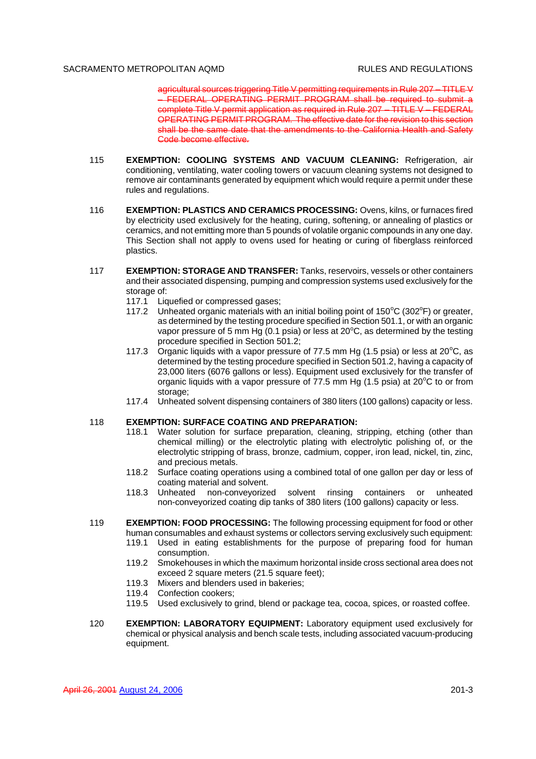~~agricultural sources triggering Title V permitting requirements in Rule 207 – TITLE V – FEDERAL OPERATING PERMIT PROGRAM shall be required to submit a complete Title V permit application as required in Rule 207 – TITLE V – FEDERAL OPERATING PERMIT PROGRAM. The effective date for the revision to this section shall be the same date that the amendments to the California Health and Safety Code become effective.~~

115 **EXEMPTION: COOLING SYSTEMS AND VACUUM CLEANING:** Refrigeration, air conditioning, ventilating, water cooling towers or vacuum cleaning systems not designed to remove air contaminants generated by equipment which would require a permit under these rules and regulations.

116 **EXEMPTION: PLASTICS AND CERAMICS PROCESSING:** Ovens, kilns, or furnaces fired by electricity used exclusively for the heating, curing, softening, or annealing of plastics or ceramics, and not emitting more than 5 pounds of volatile organic compounds in any one day. This Section shall not apply to ovens used for heating or curing of fiberglass reinforced plastics.

117 **EXEMPTION: STORAGE AND TRANSFER:** Tanks, reservoirs, vessels or other containers and their associated dispensing, pumping and compression systems used exclusively for the storage of:

117.1 Liquefied or compressed gases;

117.2 Unheated organic materials with an initial boiling point of 150°C (302°F) or greater, as determined by the testing procedure specified in Section 501.1, or with an organic vapor pressure of 5 mm Hg (0.1 psia) or less at 20°C, as determined by the testing procedure specified in Section 501.2;

117.3 Organic liquids with a vapor pressure of 77.5 mm Hg (1.5 psia) or less at 20°C, as determined by the testing procedure specified in Section 501.2, having a capacity of 23,000 liters (6076 gallons or less). Equipment used exclusively for the transfer of organic liquids with a vapor pressure of 77.5 mm Hg (1.5 psia) at 20°C to or from storage;

117.4 Unheated solvent dispensing containers of 380 liters (100 gallons) capacity or less.

118 **EXEMPTION: SURFACE COATING AND PREPARATION:**

118.1 Water solution for surface preparation, cleaning, stripping, etching (other than chemical milling) or the electrolytic plating with electrolytic polishing of, or the electrolytic stripping of brass, bronze, cadmium, copper, iron lead, nickel, tin, zinc, and precious metals.

118.2 Surface coating operations using a combined total of one gallon per day or less of coating material and solvent.

118.3 Unheated non-conveyorized solvent rinsing containers or unheated non-conveyorized coating dip tanks of 380 liters (100 gallons) capacity or less.

119 **EXEMPTION: FOOD PROCESSING:** The following processing equipment for food or other human consumables and exhaust systems or collectors serving exclusively such equipment:

119.1 Used in eating establishments for the purpose of preparing food for human consumption.

119.2 Smokehouses in which the maximum horizontal inside cross sectional area does not exceed 2 square meters (21.5 square feet);

119.3 Mixers and blenders used in bakeries;

119.4 Confection cookers;

119.5 Used exclusively to grind, blend or package tea, cocoa, spices, or roasted coffee.

120 **EXEMPTION: LABORATORY EQUIPMENT:** Laboratory equipment used exclusively for chemical or physical analysis and bench scale tests, including associated vacuum-producing equipment.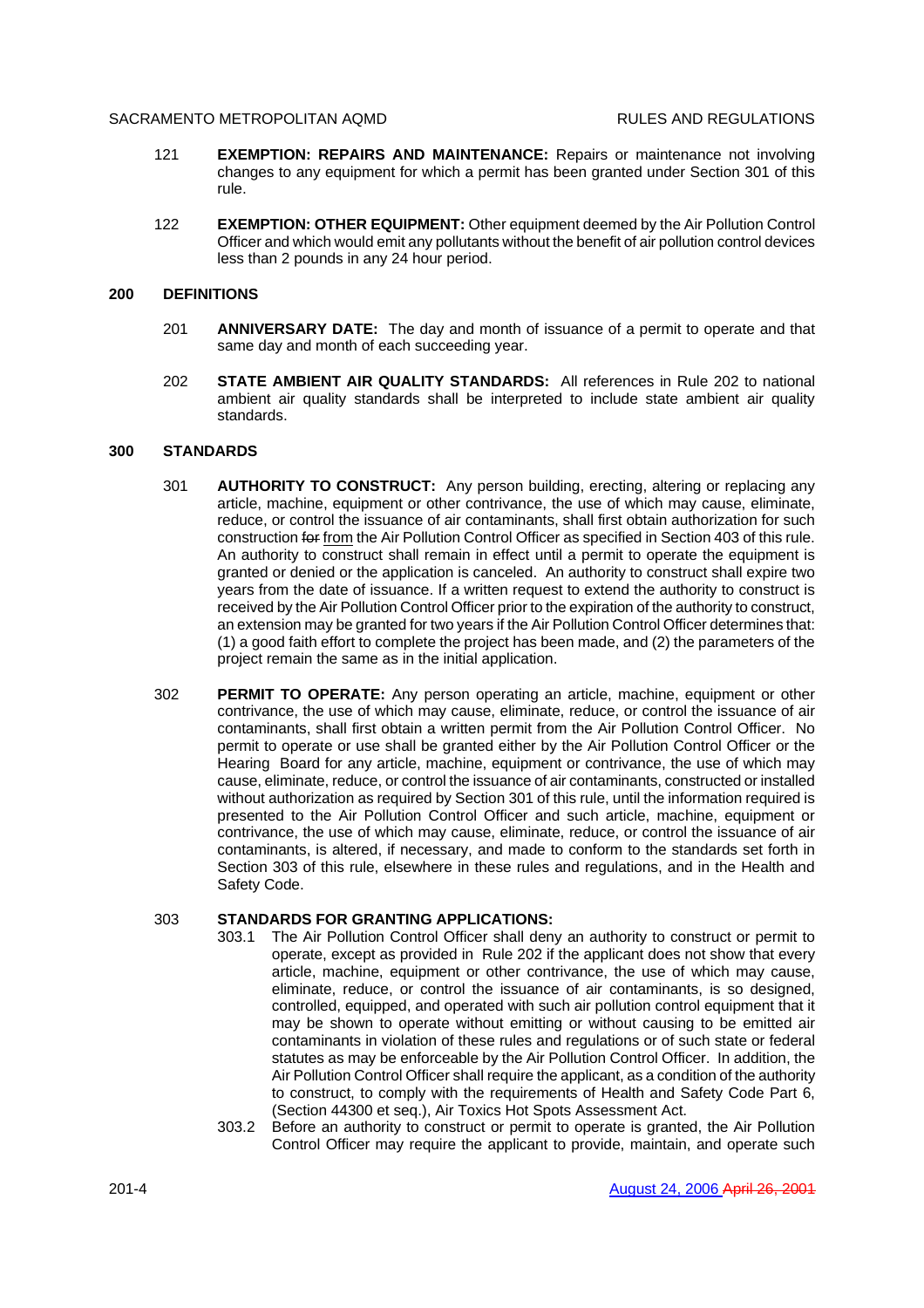121 **EXEMPTION: REPAIRS AND MAINTENANCE:** Repairs or maintenance not involving changes to any equipment for which a permit has been granted under Section 301 of this rule.

122 **EXEMPTION: OTHER EQUIPMENT:** Other equipment deemed by the Air Pollution Control Officer and which would emit any pollutants without the benefit of air pollution control devices less than 2 pounds in any 24 hour period.

## 200 DEFINITIONS

201 **ANNIVERSARY DATE:** The day and month of issuance of a permit to operate and that same day and month of each succeeding year.

202 **STATE AMBIENT AIR QUALITY STANDARDS:** All references in Rule 202 to national ambient air quality standards shall be interpreted to include state ambient air quality standards.

## 300 STANDARDS

301 **AUTHORITY TO CONSTRUCT:** Any person building, erecting, altering or replacing any article, machine, equipment or other contrivance, the use of which may cause, eliminate, reduce, or control the issuance of air contaminants, shall first obtain authorization for such construction ~~for~~ from the Air Pollution Control Officer as specified in Section 403 of this rule. An authority to construct shall remain in effect until a permit to operate the equipment is granted or denied or the application is canceled. An authority to construct shall expire two years from the date of issuance. If a written request to extend the authority to construct is received by the Air Pollution Control Officer prior to the expiration of the authority to construct, an extension may be granted for two years if the Air Pollution Control Officer determines that: (1) a good faith effort to complete the project has been made, and (2) the parameters of the project remain the same as in the initial application.

302 **PERMIT TO OPERATE:** Any person operating an article, machine, equipment or other contrivance, the use of which may cause, eliminate, reduce, or control the issuance of air contaminants, shall first obtain a written permit from the Air Pollution Control Officer. No permit to operate or use shall be granted either by the Air Pollution Control Officer or the Hearing Board for any article, machine, equipment or contrivance, the use of which may cause, eliminate, reduce, or control the issuance of air contaminants, constructed or installed without authorization as required by Section 301 of this rule, until the information required is presented to the Air Pollution Control Officer and such article, machine, equipment or contrivance, the use of which may cause, eliminate, reduce, or control the issuance of air contaminants, is altered, if necessary, and made to conform to the standards set forth in Section 303 of this rule, elsewhere in these rules and regulations, and in the Health and Safety Code.

303 **STANDARDS FOR GRANTING APPLICATIONS:**

303.1 The Air Pollution Control Officer shall deny an authority to construct or permit to operate, except as provided in Rule 202 if the applicant does not show that every article, machine, equipment or other contrivance, the use of which may cause, eliminate, reduce, or control the issuance of air contaminants, is so designed, controlled, equipped, and operated with such air pollution control equipment that it may be shown to operate without emitting or without causing to be emitted air contaminants in violation of these rules and regulations or of such state or federal statutes as may be enforceable by the Air Pollution Control Officer. In addition, the Air Pollution Control Officer shall require the applicant, as a condition of the authority to construct, to comply with the requirements of Health and Safety Code Part 6, (Section 44300 et seq.), Air Toxics Hot Spots Assessment Act.

303.2 Before an authority to construct or permit to operate is granted, the Air Pollution Control Officer may require the applicant to provide, maintain, and operate such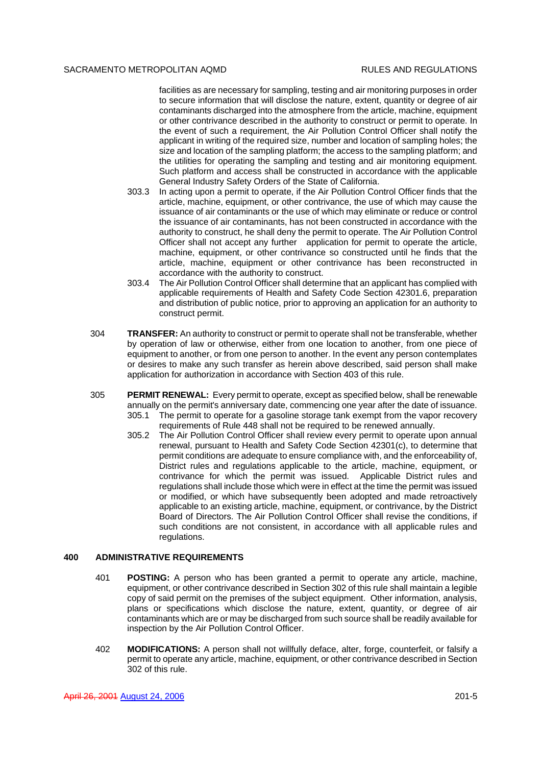facilities as are necessary for sampling, testing and air monitoring purposes in order to secure information that will disclose the nature, extent, quantity or degree of air contaminants discharged into the atmosphere from the article, machine, equipment or other contrivance described in the authority to construct or permit to operate. In the event of such a requirement, the Air Pollution Control Officer shall notify the applicant in writing of the required size, number and location of sampling holes; the size and location of the sampling platform; the access to the sampling platform; and the utilities for operating the sampling and testing and air monitoring equipment. Such platform and access shall be constructed in accordance with the applicable General Industry Safety Orders of the State of California.

303.3 In acting upon a permit to operate, if the Air Pollution Control Officer finds that the article, machine, equipment, or other contrivance, the use of which may cause the issuance of air contaminants or the use of which may eliminate or reduce or control the issuance of air contaminants, has not been constructed in accordance with the authority to construct, he shall deny the permit to operate. The Air Pollution Control Officer shall not accept any further application for permit to operate the article, machine, equipment, or other contrivance so constructed until he finds that the article, machine, equipment or other contrivance has been reconstructed in accordance with the authority to construct.

303.4 The Air Pollution Control Officer shall determine that an applicant has complied with applicable requirements of Health and Safety Code Section 42301.6, preparation and distribution of public notice, prior to approving an application for an authority to construct permit.

304 **TRANSFER:** An authority to construct or permit to operate shall not be transferable, whether by operation of law or otherwise, either from one location to another, from one piece of equipment to another, or from one person to another. In the event any person contemplates or desires to make any such transfer as herein above described, said person shall make application for authorization in accordance with Section 403 of this rule.

305 **PERMIT RENEWAL:** Every permit to operate, except as specified below, shall be renewable annually on the permit's anniversary date, commencing one year after the date of issuance.

305.1 The permit to operate for a gasoline storage tank exempt from the vapor recovery requirements of Rule 448 shall not be required to be renewed annually.

305.2 The Air Pollution Control Officer shall review every permit to operate upon annual renewal, pursuant to Health and Safety Code Section 42301(c), to determine that permit conditions are adequate to ensure compliance with, and the enforceability of, District rules and regulations applicable to the article, machine, equipment, or contrivance for which the permit was issued. Applicable District rules and regulations shall include those which were in effect at the time the permit was issued or modified, or which have subsequently been adopted and made retroactively applicable to an existing article, machine, equipment, or contrivance, by the District Board of Directors. The Air Pollution Control Officer shall revise the conditions, if such conditions are not consistent, in accordance with all applicable rules and regulations.

## 400 ADMINISTRATIVE REQUIREMENTS

401 **POSTING:** A person who has been granted a permit to operate any article, machine, equipment, or other contrivance described in Section 302 of this rule shall maintain a legible copy of said permit on the premises of the subject equipment. Other information, analysis, plans or specifications which disclose the nature, extent, quantity, or degree of air contaminants which are or may be discharged from such source shall be readily available for inspection by the Air Pollution Control Officer.

402 **MODIFICATIONS:** A person shall not willfully deface, alter, forge, counterfeit, or falsify a permit to operate any article, machine, equipment, or other contrivance described in Section 302 of this rule.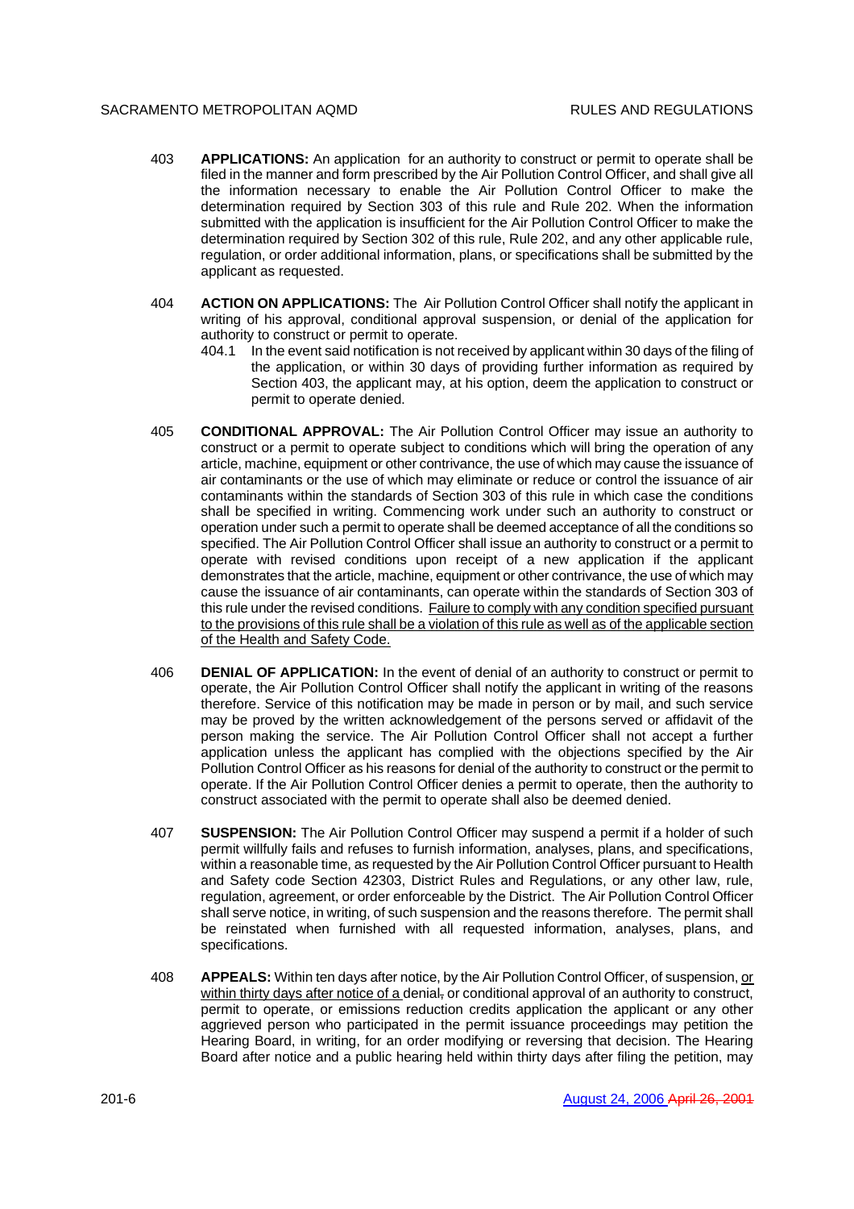403 **APPLICATIONS:** An application for an authority to construct or permit to operate shall be filed in the manner and form prescribed by the Air Pollution Control Officer, and shall give all the information necessary to enable the Air Pollution Control Officer to make the determination required by Section 303 of this rule and Rule 202. When the information submitted with the application is insufficient for the Air Pollution Control Officer to make the determination required by Section 302 of this rule, Rule 202, and any other applicable rule, regulation, or order additional information, plans, or specifications shall be submitted by the applicant as requested.

404 **ACTION ON APPLICATIONS:** The Air Pollution Control Officer shall notify the applicant in writing of his approval, conditional approval suspension, or denial of the application for authority to construct or permit to operate.

404.1 In the event said notification is not received by applicant within 30 days of the filing of the application, or within 30 days of providing further information as required by Section 403, the applicant may, at his option, deem the application to construct or permit to operate denied.

405 **CONDITIONAL APPROVAL:** The Air Pollution Control Officer may issue an authority to construct or a permit to operate subject to conditions which will bring the operation of any article, machine, equipment or other contrivance, the use of which may cause the issuance of air contaminants or the use of which may eliminate or reduce or control the issuance of air contaminants within the standards of Section 303 of this rule in which case the conditions shall be specified in writing. Commencing work under such an authority to construct or operation under such a permit to operate shall be deemed acceptance of all the conditions so specified. The Air Pollution Control Officer shall issue an authority to construct or a permit to operate with revised conditions upon receipt of a new application if the applicant demonstrates that the article, machine, equipment or other contrivance, the use of which may cause the issuance of air contaminants, can operate within the standards of Section 303 of this rule under the revised conditions. Failure to comply with any condition specified pursuant to the provisions of this rule shall be a violation of this rule as well as of the applicable section of the Health and Safety Code.

406 **DENIAL OF APPLICATION:** In the event of denial of an authority to construct or permit to operate, the Air Pollution Control Officer shall notify the applicant in writing of the reasons therefore. Service of this notification may be made in person or by mail, and such service may be proved by the written acknowledgement of the persons served or affidavit of the person making the service. The Air Pollution Control Officer shall not accept a further application unless the applicant has complied with the objections specified by the Air Pollution Control Officer as his reasons for denial of the authority to construct or the permit to operate. If the Air Pollution Control Officer denies a permit to operate, then the authority to construct associated with the permit to operate shall also be deemed denied.

407 **SUSPENSION:** The Air Pollution Control Officer may suspend a permit if a holder of such permit willfully fails and refuses to furnish information, analyses, plans, and specifications, within a reasonable time, as requested by the Air Pollution Control Officer pursuant to Health and Safety code Section 42303, District Rules and Regulations, or any other law, rule, regulation, agreement, or order enforceable by the District. The Air Pollution Control Officer shall serve notice, in writing, of such suspension and the reasons therefore. The permit shall be reinstated when furnished with all requested information, analyses, plans, and specifications.

408 **APPEALS:** Within ten days after notice, by the Air Pollution Control Officer, of suspension, or within thirty days after notice of a denial~~,~~ or conditional approval of an authority to construct, permit to operate, or emissions reduction credits application the applicant or any other aggrieved person who participated in the permit issuance proceedings may petition the Hearing Board, in writing, for an order modifying or reversing that decision. The Hearing Board after notice and a public hearing held within thirty days after filing the petition, may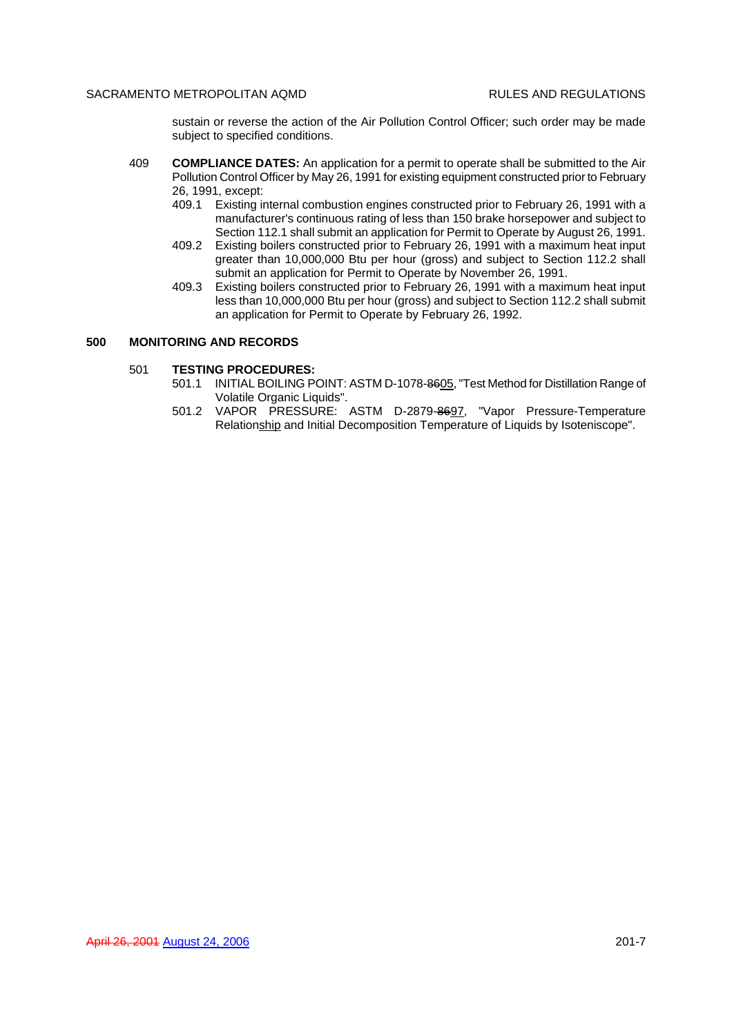sustain or reverse the action of the Air Pollution Control Officer; such order may be made subject to specified conditions.

409 **COMPLIANCE DATES:** An application for a permit to operate shall be submitted to the Air Pollution Control Officer by May 26, 1991 for existing equipment constructed prior to February 26, 1991, except:

409.1 Existing internal combustion engines constructed prior to February 26, 1991 with a manufacturer's continuous rating of less than 150 brake horsepower and subject to Section 112.1 shall submit an application for Permit to Operate by August 26, 1991.

409.2 Existing boilers constructed prior to February 26, 1991 with a maximum heat input greater than 10,000,000 Btu per hour (gross) and subject to Section 112.2 shall submit an application for Permit to Operate by November 26, 1991.

409.3 Existing boilers constructed prior to February 26, 1991 with a maximum heat input less than 10,000,000 Btu per hour (gross) and subject to Section 112.2 shall submit an application for Permit to Operate by February 26, 1992.

## 500 MONITORING AND RECORDS

501 **TESTING PROCEDURES:**

501.1 INITIAL BOILING POINT: ASTM D-1078-~~86~~05, "Test Method for Distillation Range of Volatile Organic Liquids".

501.2 VAPOR PRESSURE: ASTM D-2879-~~86~~97, "Vapor Pressure-Temperature Relationship and Initial Decomposition Temperature of Liquids by Isoteniscope".